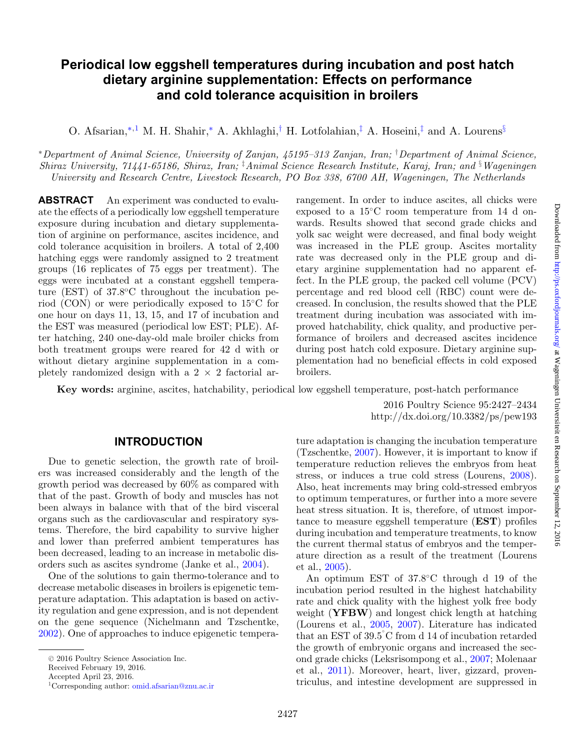# Periodical low eggshell temperatures during incubation and post hatch dietary arginine supplementation: Effects on performance and cold tolerance acquisition in broilers

O. Afsarian,[*,1] M. H. Shahir,[*] A. Akhlaghi,[†] H. Lotfolahian,[‡] A. Hoseini,[‡] and A. Lourens[§]

[*]*Department of Animal Science, University of Zanjan, 45195–313 Zanjan, Iran;* [†]*Department of Animal Science, Shiraz University, 71441-65186, Shiraz, Iran;* [‡]*Animal Science Research Institute, Karaj, Iran; and* [§]*Wageningen University and Research Centre, Livestock Research, PO Box 338, 6700 AH, Wageningen, The Netherlands*

**ABSTRACT** An experiment was conducted to evaluate the effects of a periodically low eggshell temperature exposure during incubation and dietary supplementation of arginine on performance, ascites incidence, and cold tolerance acquisition in broilers. A total of 2,400 hatching eggs were randomly assigned to 2 treatment groups (16 replicates of 75 eggs per treatment). The eggs were incubated at a constant eggshell temperature (EST) of 37.8°C throughout the incubation period (CON) or were periodically exposed to 15°C for one hour on days 11, 13, 15, and 17 of incubation and the EST was measured (periodical low EST; PLE). After hatching, 240 one-day-old male broiler chicks from both treatment groups were reared for 42 d with or without dietary arginine supplementation in a completely randomized design with a 2 × 2 factorial arrangement. In order to induce ascites, all chicks were exposed to a 15°C room temperature from 14 d onwards. Results showed that second grade chicks and yolk sac weight were decreased, and final body weight was increased in the PLE group. Ascites mortality rate was decreased only in the PLE group and dietary arginine supplementation had no apparent effect. In the PLE group, the packed cell volume (PCV) percentage and red blood cell (RBC) count were decreased. In conclusion, the results showed that the PLE treatment during incubation was associated with improved hatchability, chick quality, and productive performance of broilers and decreased ascites incidence during post hatch cold exposure. Dietary arginine supplementation had no beneficial effects in cold exposed broilers.

**Key words:** arginine, ascites, hatchability, periodical low eggshell temperature, post-hatch performance

## INTRODUCTION

Due to genetic selection, the growth rate of broilers was increased considerably and the length of the growth period was decreased by 60% as compared with that of the past. Growth of body and muscles has not been always in balance with that of the bird visceral organs such as the cardiovascular and respiratory systems. Therefore, the bird capability to survive higher and lower than preferred ambient temperatures has been decreased, leading to an increase in metabolic disorders such as ascites syndrome (Janke et al., 2004).

One of the solutions to gain thermo-tolerance and to decrease metabolic diseases in broilers is epigenetic temperature adaptation. This adaptation is based on activity regulation and gene expression, and is not dependent on the gene sequence (Nichelmann and Tzschentke, 2002). One of approaches to induce epigenetic temperature adaptation is changing the incubation temperature (Tzschentke, 2007). However, it is important to know if temperature reduction relieves the embryos from heat stress, or induces a true cold stress (Lourens, 2008). Also, heat increments may bring cold-stressed embryos to optimum temperatures, or further into a more severe heat stress situation. It is, therefore, of utmost importance to measure eggshell temperature (**EST**) profiles during incubation and temperature treatments, to know the current thermal status of embryos and the temperature direction as a result of the treatment (Lourens et al., 2005).

An optimum EST of 37.8°C through d 19 of the incubation period resulted in the highest hatchability rate and chick quality with the highest yolk free body weight (**YFBW**) and longest chick length at hatching (Lourens et al., 2005, 2007). Literature has indicated that an EST of 39.5°C from d 14 of incubation retarded the growth of embryonic organs and increased the second grade chicks (Leksrisompong et al., 2007; Molenaar et al., 2011). Moreover, heart, liver, gizzard, proventriculus, and intestine development are suppressed in

© 2016 Poultry Science Association Inc.
Received February 19, 2016.
Accepted April 23, 2016.
[1]Corresponding author: omid.afsarian@znu.ac.ir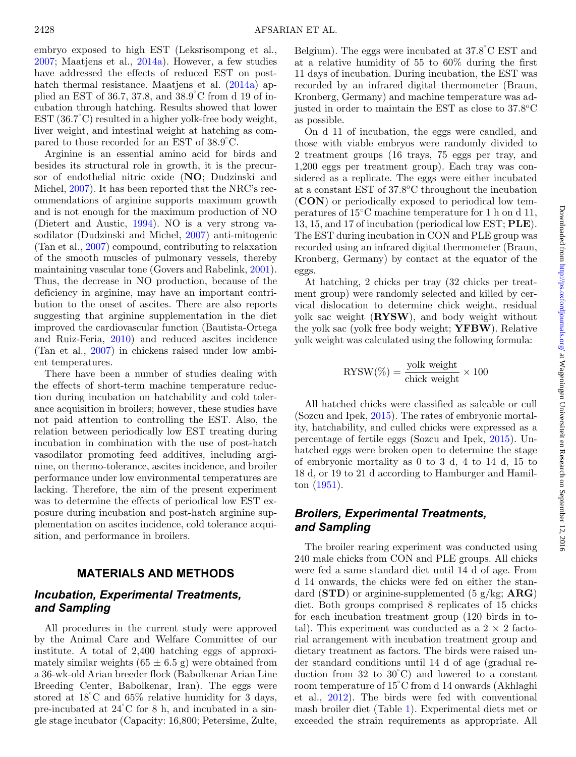embryo exposed to high EST (Leksrisompong et al., 2007; Maatjens et al., 2014a). However, a few studies have addressed the effects of reduced EST on post-hatch thermal resistance. Maatjens et al. (2014a) applied an EST of 36.7, 37.8, and 38.9°C from d 19 of incubation through hatching. Results showed that lower EST (36.7°C) resulted in a higher yolk-free body weight, liver weight, and intestinal weight at hatching as compared to those recorded for an EST of 38.9°C.

Arginine is an essential amino acid for birds and besides its structural role in growth, it is the precursor of endothelial nitric oxide (**NO**; Dudzinski and Michel, 2007). It has been reported that the NRC's recommendations of arginine supports maximum growth and is not enough for the maximum production of NO (Dietert and Austic, 1994). NO is a very strong vasodilator (Dudzinski and Michel, 2007) anti-mitogenic (Tan et al., 2007) compound, contributing to relaxation of the smooth muscles of pulmonary vessels, thereby maintaining vascular tone (Govers and Rabelink, 2001). Thus, the decrease in NO production, because of the deficiency in arginine, may have an important contribution to the onset of ascites. There are also reports suggesting that arginine supplementation in the diet improved the cardiovascular function (Bautista-Ortega and Ruiz-Feria, 2010) and reduced ascites incidence (Tan et al., 2007) in chickens raised under low ambient temperatures.

There have been a number of studies dealing with the effects of short-term machine temperature reduction during incubation on hatchability and cold tolerance acquisition in broilers; however, these studies have not paid attention to controlling the EST. Also, the relation between periodically low EST treating during incubation in combination with the use of post-hatch vasodilator promoting feed additives, including arginine, on thermo-tolerance, ascites incidence, and broiler performance under low environmental temperatures are lacking. Therefore, the aim of the present experiment was to determine the effects of periodical low EST exposure during incubation and post-hatch arginine supplementation on ascites incidence, cold tolerance acquisition, and performance in broilers.

## MATERIALS AND METHODS

### Incubation, Experimental Treatments, and Sampling

All procedures in the current study were approved by the Animal Care and Welfare Committee of our institute. A total of 2,400 hatching eggs of approximately similar weights (65 ± 6.5 g) were obtained from a 36-wk-old Arian breeder flock (Babolkenar Arian Line Breeding Center, Babolkenar, Iran). The eggs were stored at 18°C and 65% relative humidity for 3 days, pre-incubated at 24°C for 8 h, and incubated in a single stage incubator (Capacity: 16,800; Petersime, Zulte, Belgium). The eggs were incubated at 37.8°C EST and at a relative humidity of 55 to 60% during the first 11 days of incubation. During incubation, the EST was recorded by an infrared digital thermometer (Braun, Kronberg, Germany) and machine temperature was adjusted in order to maintain the EST as close to 37.8°C as possible.

On d 11 of incubation, the eggs were candled, and those with viable embryos were randomly divided to 2 treatment groups (16 trays, 75 eggs per tray, and 1,200 eggs per treatment group). Each tray was considered as a replicate. The eggs were either incubated at a constant EST of 37.8°C throughout the incubation (**CON**) or periodically exposed to periodical low temperatures of 15°C machine temperature for 1 h on d 11, 13, 15, and 17 of incubation (periodical low EST; **PLE**). The EST during incubation in CON and PLE group was recorded using an infrared digital thermometer (Braun, Kronberg, Germany) by contact at the equator of the eggs.

At hatching, 2 chicks per tray (32 chicks per treatment group) were randomly selected and killed by cervical dislocation to determine chick weight, residual yolk sac weight (**RYSW**), and body weight without the yolk sac (yolk free body weight; **YFBW**). Relative yolk weight was calculated using the following formula:

$$\text{RYSW}(\%) = \frac{\text{yolk weight}}{\text{chick weight}} \times 100$$

All hatched chicks were classified as saleable or cull (Sozcu and Ipek, 2015). The rates of embryonic mortality, hatchability, and culled chicks were expressed as a percentage of fertile eggs (Sozcu and Ipek, 2015). Unhatched eggs were broken open to determine the stage of embryonic mortality as 0 to 3 d, 4 to 14 d, 15 to 18 d, or 19 to 21 d according to Hamburger and Hamilton (1951).

### Broilers, Experimental Treatments, and Sampling

The broiler rearing experiment was conducted using 240 male chicks from CON and PLE groups. All chicks were fed a same standard diet until 14 d of age. From d 14 onwards, the chicks were fed on either the standard (**STD**) or arginine-supplemented (5 g/kg; **ARG**) diet. Both groups comprised 8 replicates of 15 chicks for each incubation treatment group (120 birds in total). This experiment was conducted as a 2 × 2 factorial arrangement with incubation treatment group and dietary treatment as factors. The birds were raised under standard conditions until 14 d of age (gradual reduction from 32 to 30°C) and lowered to a constant room temperature of 15°C from d 14 onwards (Akhlaghi et al., 2012). The birds were fed with conventional mash broiler diet (Table 1). Experimental diets met or exceeded the strain requirements as appropriate. All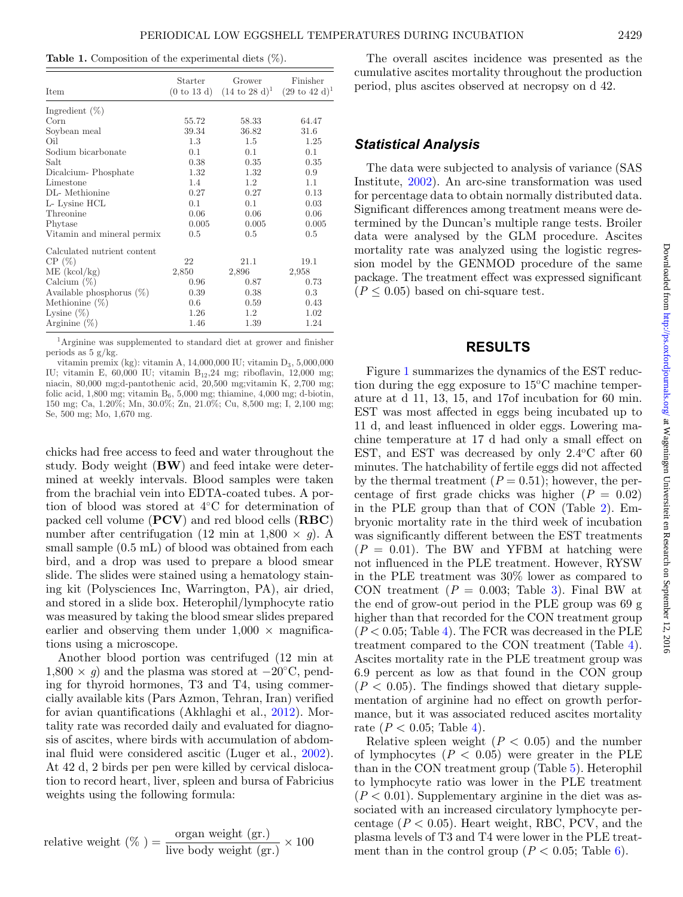**Table 1.** Composition of the experimental diets (%).

| Item | Starter (0 to 13 d) | Grower (14 to 28 d)[1] | Finisher (29 to 42 d)[1] |
|---|---|---|---|
| Ingredient (%) | | | |
| Corn | 55.72 | 58.33 | 64.47 |
| Soybean meal | 39.34 | 36.82 | 31.6 |
| Oil | 1.3 | 1.5 | 1.25 |
| Sodium bicarbonate | 0.1 | 0.1 | 0.1 |
| Salt | 0.38 | 0.35 | 0.35 |
| Dicalcium- Phosphate | 1.32 | 1.32 | 0.9 |
| Limestone | 1.4 | 1.2 | 1.1 |
| DL- Methionine | 0.27 | 0.27 | 0.13 |
| L- Lysine HCL | 0.1 | 0.1 | 0.03 |
| Threonine | 0.06 | 0.06 | 0.06 |
| Phytase | 0.005 | 0.005 | 0.005 |
| Vitamin and mineral permix | 0.5 | 0.5 | 0.5 |
| Calculated nutrient content | | | |
| CP (%) | 22 | 21.1 | 19.1 |
| ME (kcol/kg) | 2,850 | 2,896 | 2,958 |
| Calcium (%) | 0.96 | 0.87 | 0.73 |
| Available phosphorus (%) | 0.39 | 0.38 | 0.3 |
| Methionine (%) | 0.6 | 0.59 | 0.43 |
| Lysine (%) | 1.26 | 1.2 | 1.02 |
| Arginine (%) | 1.46 | 1.39 | 1.24 |

[1]Arginine was supplemented to standard diet at grower and finisher periods as 5 g/kg.

vitamin premix (kg): vitamin A, 14,000,000 IU; vitamin $D_3$, 5,000,000 IU; vitamin E, 60,000 IU; vitamin $B_{12}$,24 mg; riboflavin, 12,000 mg; niacin, 80,000 mg;d-pantothenic acid, 20,500 mg;vitamin K, 2,700 mg; folic acid, 1,800 mg; vitamin $B_6$, 5,000 mg; thiamine, 4,000 mg; d-biotin, 150 mg; Ca, 1.20%; Mn, 30.0%; Zn, 21.0%; Cu, 8,500 mg; I, 2,100 mg; Se, 500 mg; Mo, 1,670 mg.

chicks had free access to feed and water throughout the study. Body weight (**BW**) and feed intake were determined at weekly intervals. Blood samples were taken from the brachial vein into EDTA-coated tubes. A portion of blood was stored at 4°C for determination of packed cell volume (**PCV**) and red blood cells (**RBC**) number after centrifugation (12 min at 1,800 × *g*). A small sample (0.5 mL) of blood was obtained from each bird, and a drop was used to prepare a blood smear slide. The slides were stained using a hematology staining kit (Polysciences Inc, Warrington, PA), air dried, and stored in a slide box. Heterophil/lymphocyte ratio was measured by taking the blood smear slides prepared earlier and observing them under 1,000 × magnifications using a microscope.

Another blood portion was centrifuged (12 min at 1,800 × *g*) and the plasma was stored at −20°C, pending for thyroid hormones, T3 and T4, using commercially available kits (Pars Azmon, Tehran, Iran) verified for avian quantifications (Akhlaghi et al., 2012). Mortality rate was recorded daily and evaluated for diagnosis of ascites, where birds with accumulation of abdominal fluid were considered ascitic (Luger et al., 2002). At 42 d, 2 birds per pen were killed by cervical dislocation to record heart, liver, spleen and bursa of Fabricius weights using the following formula:

$$\text{relative weight (\% )} = \frac{\text{organ weight (gr.)}}{\text{live body weight (gr.)}} \times 100$$

The overall ascites incidence was presented as the cumulative ascites mortality throughout the production period, plus ascites observed at necropsy on d 42.

### *Statistical Analysis*

The data were subjected to analysis of variance (SAS Institute, 2002). An arc-sine transformation was used for percentage data to obtain normally distributed data. Significant differences among treatment means were determined by the Duncan's multiple range tests. Broiler data were analysed by the GLM procedure. Ascites mortality rate was analyzed using the logistic regression model by the GENMOD procedure of the same package. The treatment effect was expressed significant ($P \leq 0.05$) based on chi-square test.

## RESULTS

Figure 1 summarizes the dynamics of the EST reduction during the egg exposure to 15°C machine temperature at d 11, 13, 15, and 17of incubation for 60 min. EST was most affected in eggs being incubated up to 11 d, and least influenced in older eggs. Lowering machine temperature at 17 d had only a small effect on EST, and EST was decreased by only 2.4°C after 60 minutes. The hatchability of fertile eggs did not affected by the thermal treatment ($P = 0.51$); however, the percentage of first grade chicks was higher ($P = 0.02$) in the PLE group than that of CON (Table 2). Embryonic mortality rate in the third week of incubation was significantly different between the EST treatments ($P = 0.01$). The BW and YFBM at hatching were not influenced in the PLE treatment. However, RYSW in the PLE treatment was 30% lower as compared to CON treatment ($P = 0.003$; Table 3). Final BW at the end of grow-out period in the PLE group was 69 g higher than that recorded for the CON treatment group ($P < 0.05$; Table 4). The FCR was decreased in the PLE treatment compared to the CON treatment (Table 4). Ascites mortality rate in the PLE treatment group was 6.9 percent as low as that found in the CON group ($P < 0.05$). The findings showed that dietary supplementation of arginine had no effect on growth performance, but it was associated reduced ascites mortality rate ($P < 0.05$; Table 4).

Relative spleen weight ($P < 0.05$) and the number of lymphocytes ($P < 0.05$) were greater in the PLE than in the CON treatment group (Table 5). Heterophil to lymphocyte ratio was lower in the PLE treatment ($P < 0.01$). Supplementary arginine in the diet was associated with an increased circulatory lymphocyte percentage ($P < 0.05$). Heart weight, RBC, PCV, and the plasma levels of T3 and T4 were lower in the PLE treatment than in the control group ($P < 0.05$; Table 6).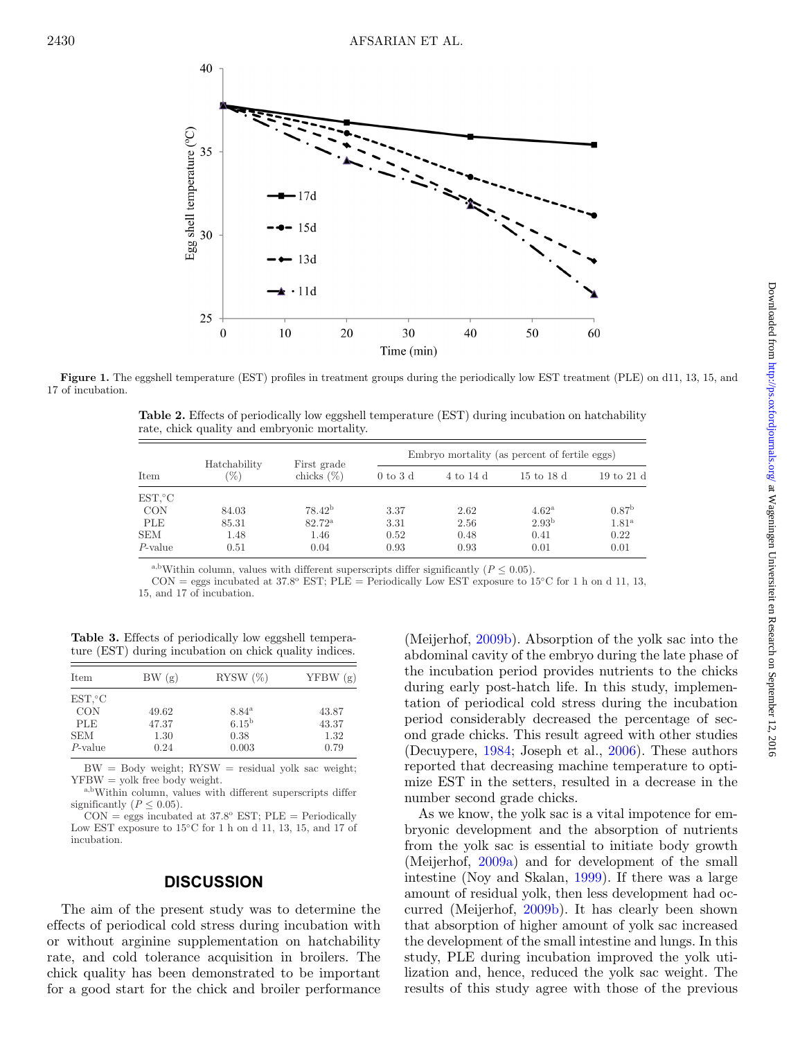**Figure 1.** The eggshell temperature (EST) profiles in treatment groups during the periodically low EST treatment (PLE) on d11, 13, 15, and 17 of incubation.

**Table 2.** Effects of periodically low eggshell temperature (EST) during incubation on hatchability rate, chick quality and embryonic mortality.

| Item | Hatchability (%) | First grade chicks (%) | Embryo mortality (as percent of fertile eggs) | | | |
|---|---|---|---|---|---|---|
| | | | 0 to 3 d | 4 to 14 d | 15 to 18 d | 19 to 21 d |
| EST,°C | | | | | | |
| CON | 84.03 | 78.42[b] | 3.37 | 2.62 | 4.62[a] | 0.87[b] |
| PLE | 85.31 | 82.72[a] | 3.31 | 2.56 | 2.93[b] | 1.81[a] |
| SEM | 1.48 | 1.46 | 0.52 | 0.48 | 0.41 | 0.22 |
| *P*-value | 0.51 | 0.04 | 0.93 | 0.93 | 0.01 | 0.01 |

[a,b]Within column, values with different superscripts differ significantly ($P \leq 0.05$).

CON = eggs incubated at 37.8° EST; PLE = Periodically Low EST exposure to 15°C for 1 h on d 11, 13, 15, and 17 of incubation.

**Table 3.** Effects of periodically low eggshell temperature (EST) during incubation on chick quality indices.

| Item | BW (g) | RYSW (%) | YFBW (g) |
|---|---|---|---|
| EST,°C | | | |
| CON | 49.62 | 8.84[a] | 43.87 |
| PLE | 47.37 | 6.15[b] | 43.37 |
| SEM | 1.30 | 0.38 | 1.32 |
| *P*-value | 0.24 | 0.003 | 0.79 |

BW = Body weight; RYSW = residual yolk sac weight; YFBW = yolk free body weight.

[a,b]Within column, values with different superscripts differ significantly ($P \leq 0.05$).

CON = eggs incubated at 37.8° EST; PLE = Periodically Low EST exposure to 15°C for 1 h on d 11, 13, 15, and 17 of incubation.

## DISCUSSION

The aim of the present study was to determine the effects of periodical cold stress during incubation with or without arginine supplementation on hatchability rate, and cold tolerance acquisition in broilers. The chick quality has been demonstrated to be important for a good start for the chick and broiler performance (Meijerhof, 2009b). Absorption of the yolk sac into the abdominal cavity of the embryo during the late phase of the incubation period provides nutrients to the chicks during early post-hatch life. In this study, implementation of periodical cold stress during the incubation period considerably decreased the percentage of second grade chicks. This result agreed with other studies (Decuypere, 1984; Joseph et al., 2006). These authors reported that decreasing machine temperature to optimize EST in the setters, resulted in a decrease in the number second grade chicks.

As we know, the yolk sac is a vital impotence for embryonic development and the absorption of nutrients from the yolk sac is essential to initiate body growth (Meijerhof, 2009a) and for development of the small intestine (Noy and Skalan, 1999). If there was a large amount of residual yolk, then less development had occurred (Meijerhof, 2009b). It has clearly been shown that absorption of higher amount of yolk sac increased the development of the small intestine and lungs. In this study, PLE during incubation improved the yolk utilization and, hence, reduced the yolk sac weight. The results of this study agree with those of the previous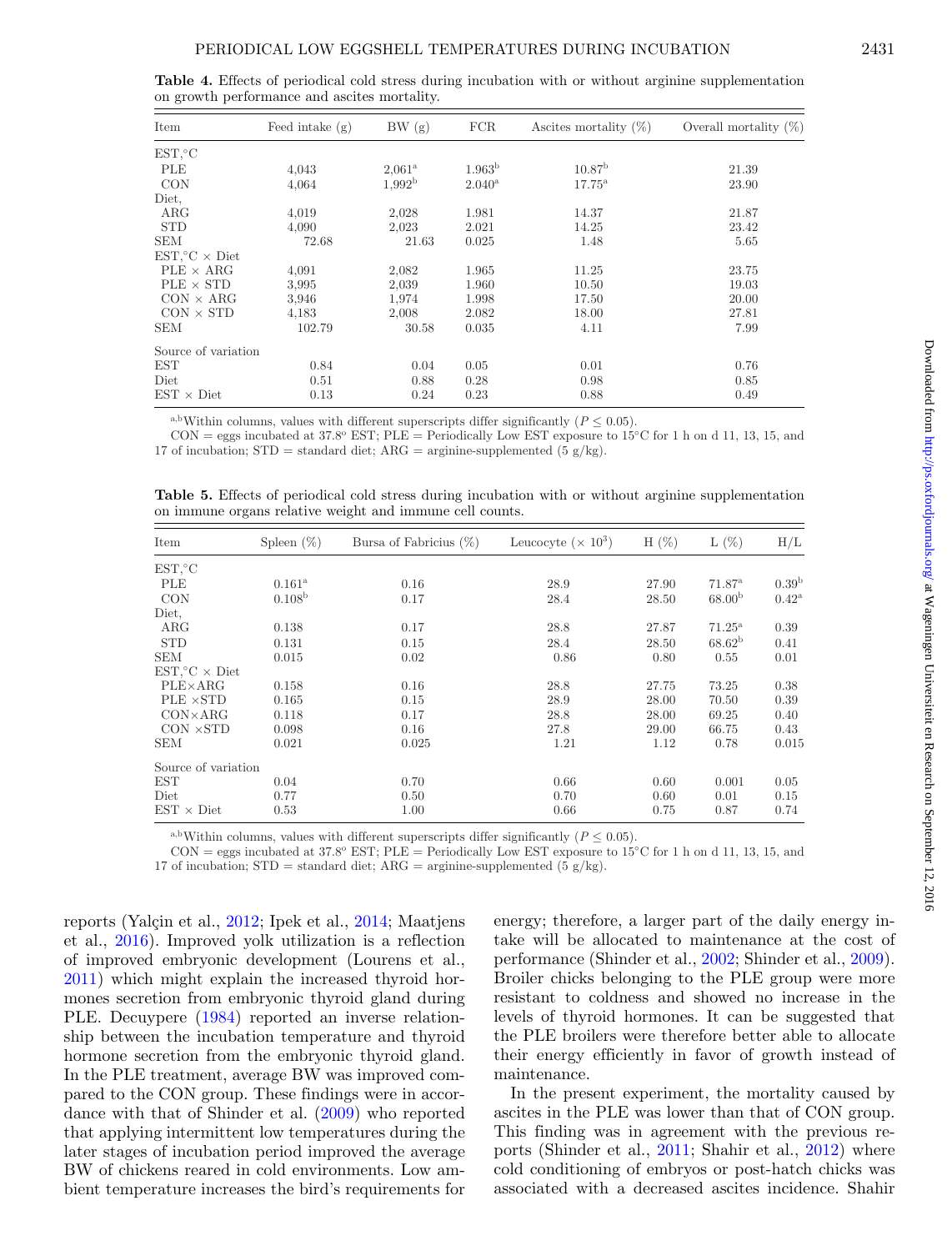**Table 4.** Effects of periodical cold stress during incubation with or without arginine supplementation on growth performance and ascites mortality.

| Item | Feed intake (g) | BW (g) | FCR | Ascites mortality (%) | Overall mortality (%) |
|---|---|---|---|---|---|
| EST,°C | | | | | |
| PLE | 4,043 | 2,061[a] | 1.963[b] | 10.87[b] | 21.39 |
| CON | 4,064 | 1,992[b] | 2.040[a] | 17.75[a] | 23.90 |
| Diet, | | | | | |
| ARG | 4,019 | 2,028 | 1.981 | 14.37 | 21.87 |
| STD | 4,090 | 2,023 | 2.021 | 14.25 | 23.42 |
| SEM | 72.68 | 21.63 | 0.025 | 1.48 | 5.65 |
| EST,°C × Diet | | | | | |
| PLE × ARG | 4,091 | 2,082 | 1.965 | 11.25 | 23.75 |
| PLE × STD | 3,995 | 2,039 | 1.960 | 10.50 | 19.03 |
| CON × ARG | 3,946 | 1,974 | 1.998 | 17.50 | 20.00 |
| CON × STD | 4,183 | 2,008 | 2.082 | 18.00 | 27.81 |
| SEM | 102.79 | 30.58 | 0.035 | 4.11 | 7.99 |
| Source of variation | | | | | |
| EST | 0.84 | 0.04 | 0.05 | 0.01 | 0.76 |
| Diet | 0.51 | 0.88 | 0.28 | 0.98 | 0.85 |
| EST × Diet | 0.13 | 0.24 | 0.23 | 0.88 | 0.49 |

[a,b]Within columns, values with different superscripts differ significantly ($P \leq 0.05$).

CON = eggs incubated at 37.8° EST; PLE = Periodically Low EST exposure to 15°C for 1 h on d 11, 13, 15, and 17 of incubation; STD = standard diet; ARG = arginine-supplemented (5 g/kg).

**Table 5.** Effects of periodical cold stress during incubation with or without arginine supplementation on immune organs relative weight and immune cell counts.

| Item | Spleen (%) | Bursa of Fabricius (%) | Leucocyte ($\times 10^3$) | H (%) | L (%) | H/L |
|---|---|---|---|---|---|---|
| EST,°C | | | | | | |
| PLE | 0.161[a] | 0.16 | 28.9 | 27.90 | 71.87[a] | 0.39[b] |
| CON | 0.108[b] | 0.17 | 28.4 | 28.50 | 68.00[b] | 0.42[a] |
| Diet, | | | | | | |
| ARG | 0.138 | 0.17 | 28.8 | 27.87 | 71.25[a] | 0.39 |
| STD | 0.131 | 0.15 | 28.4 | 28.50 | 68.62[b] | 0.41 |
| SEM | 0.015 | 0.02 | 0.86 | 0.80 | 0.55 | 0.01 |
| EST,°C × Diet | | | | | | |
| PLE×ARG | 0.158 | 0.16 | 28.8 | 27.75 | 73.25 | 0.38 |
| PLE ×STD | 0.165 | 0.15 | 28.9 | 28.00 | 70.50 | 0.39 |
| CON×ARG | 0.118 | 0.17 | 28.8 | 28.00 | 69.25 | 0.40 |
| CON ×STD | 0.098 | 0.16 | 27.8 | 29.00 | 66.75 | 0.43 |
| SEM | 0.021 | 0.025 | 1.21 | 1.12 | 0.78 | 0.015 |
| Source of variation | | | | | | |
| EST | 0.04 | 0.70 | 0.66 | 0.60 | 0.001 | 0.05 |
| Diet | 0.77 | 0.50 | 0.70 | 0.60 | 0.01 | 0.15 |
| EST × Diet | 0.53 | 1.00 | 0.66 | 0.75 | 0.87 | 0.74 |

[a,b]Within columns, values with different superscripts differ significantly ($P \leq 0.05$).

CON = eggs incubated at 37.8° EST; PLE = Periodically Low EST exposure to 15°C for 1 h on d 11, 13, 15, and 17 of incubation; STD = standard diet; ARG = arginine-supplemented (5 g/kg).

reports (Yalçin et al., 2012; Ipek et al., 2014; Maatjens et al., 2016). Improved yolk utilization is a reflection of improved embryonic development (Lourens et al., 2011) which might explain the increased thyroid hormones secretion from embryonic thyroid gland during PLE. Decuypere (1984) reported an inverse relationship between the incubation temperature and thyroid hormone secretion from the embryonic thyroid gland. In the PLE treatment, average BW was improved compared to the CON group. These findings were in accordance with that of Shinder et al. (2009) who reported that applying intermittent low temperatures during the later stages of incubation period improved the average BW of chickens reared in cold environments. Low ambient temperature increases the bird's requirements for energy; therefore, a larger part of the daily energy intake will be allocated to maintenance at the cost of performance (Shinder et al., 2002; Shinder et al., 2009). Broiler chicks belonging to the PLE group were more resistant to coldness and showed no increase in the levels of thyroid hormones. It can be suggested that the PLE broilers were therefore better able to allocate their energy efficiently in favor of growth instead of maintenance.

In the present experiment, the mortality caused by ascites in the PLE was lower than that of CON group. This finding was in agreement with the previous reports (Shinder et al., 2011; Shahir et al., 2012) where cold conditioning of embryos or post-hatch chicks was associated with a decreased ascites incidence. Shahir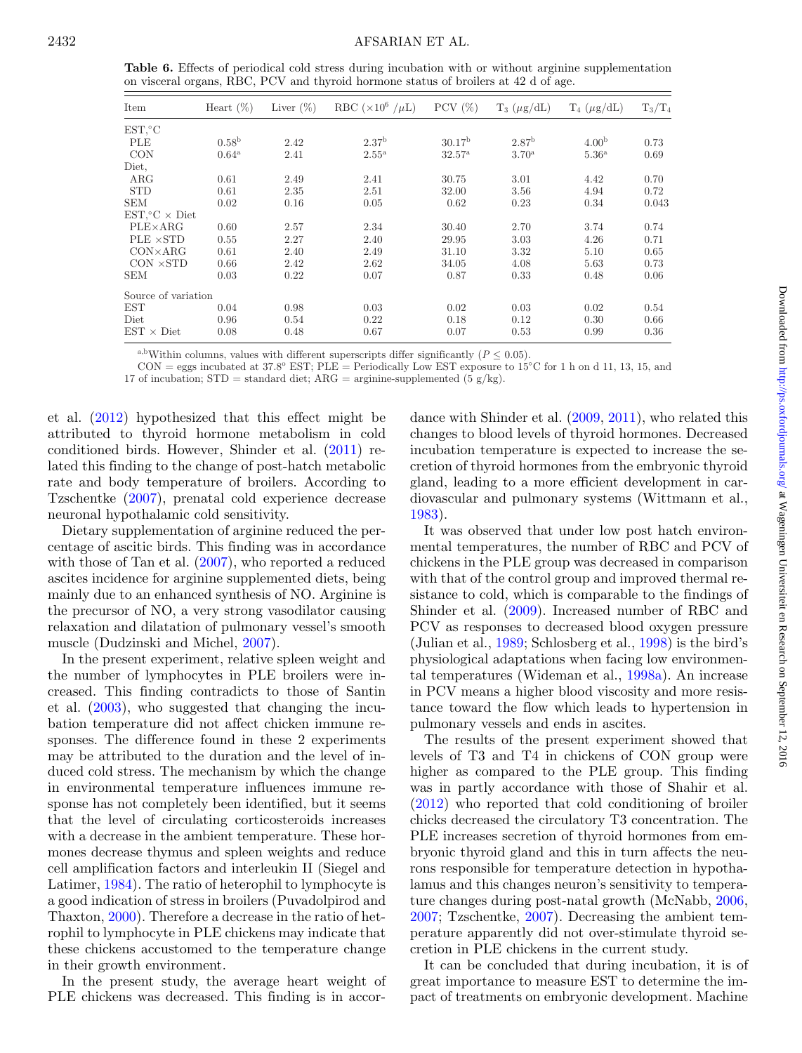**Table 6.** Effects of periodical cold stress during incubation with or without arginine supplementation on visceral organs, RBC, PCV and thyroid hormone status of broilers at 42 d of age.

| Item | Heart (%) | Liver (%) | RBC ($\times10^6$ /$\mu$L) | PCV (%) | $T_3$ ($\mu$g/dL) | $T_4$ ($\mu$g/dL) | $T_3$/$T_4$ |
|---|---|---|---|---|---|---|---|
| EST,°C | | | | | | | |
| PLE | 0.58[b] | 2.42 | 2.37[b] | 30.17[b] | 2.87[b] | 4.00[b] | 0.73 |
| CON | 0.64[a] | 2.41 | 2.55[a] | 32.57[a] | 3.70[a] | 5.36[a] | 0.69 |
| Diet, | | | | | | | |
| ARG | 0.61 | 2.49 | 2.41 | 30.75 | 3.01 | 4.42 | 0.70 |
| STD | 0.61 | 2.35 | 2.51 | 32.00 | 3.56 | 4.94 | 0.72 |
| SEM | 0.02 | 0.16 | 0.05 | 0.62 | 0.23 | 0.34 | 0.043 |
| EST,°C × Diet | | | | | | | |
| PLE×ARG | 0.60 | 2.57 | 2.34 | 30.40 | 2.70 | 3.74 | 0.74 |
| PLE ×STD | 0.55 | 2.27 | 2.40 | 29.95 | 3.03 | 4.26 | 0.71 |
| CON×ARG | 0.61 | 2.40 | 2.49 | 31.10 | 3.32 | 5.10 | 0.65 |
| CON ×STD | 0.66 | 2.42 | 2.62 | 34.05 | 4.08 | 5.63 | 0.73 |
| SEM | 0.03 | 0.22 | 0.07 | 0.87 | 0.33 | 0.48 | 0.06 |
| Source of variation | | | | | | | |
| EST | 0.04 | 0.98 | 0.03 | 0.02 | 0.03 | 0.02 | 0.54 |
| Diet | 0.96 | 0.54 | 0.22 | 0.18 | 0.12 | 0.30 | 0.66 |
| EST × Diet | 0.08 | 0.48 | 0.67 | 0.07 | 0.53 | 0.99 | 0.36 |

[a,b]Within columns, values with different superscripts differ significantly ($P \leq 0.05$).

CON = eggs incubated at 37.8°C EST; PLE = Periodically Low EST exposure to 15°C for 1 h on d 11, 13, 15, and 17 of incubation; STD = standard diet; ARG = arginine-supplemented (5 g/kg).

et al. (2012) hypothesized that this effect might be attributed to thyroid hormone metabolism in cold conditioned birds. However, Shinder et al. (2011) related this finding to the change of post-hatch metabolic rate and body temperature of broilers. According to Tzschentke (2007), prenatal cold experience decrease neuronal hypothalamic cold sensitivity.

Dietary supplementation of arginine reduced the percentage of ascitic birds. This finding was in accordance with those of Tan et al. (2007), who reported a reduced ascites incidence for arginine supplemented diets, being mainly due to an enhanced synthesis of NO. Arginine is the precursor of NO, a very strong vasodilator causing relaxation and dilatation of pulmonary vessel's smooth muscle (Dudzinski and Michel, 2007).

In the present experiment, relative spleen weight and the number of lymphocytes in PLE broilers were increased. This finding contradicts to those of Santin et al. (2003), who suggested that changing the incubation temperature did not affect chicken immune responses. The difference found in these 2 experiments may be attributed to the duration and the level of induced cold stress. The mechanism by which the change in environmental temperature influences immune response has not completely been identified, but it seems that the level of circulating corticosteroids increases with a decrease in the ambient temperature. These hormones decrease thymus and spleen weights and reduce cell amplification factors and interleukin II (Siegel and Latimer, 1984). The ratio of heterophil to lymphocyte is a good indication of stress in broilers (Puvadolpirod and Thaxton, 2000). Therefore a decrease in the ratio of heterophil to lymphocyte in PLE chickens may indicate that these chickens accustomed to the temperature change in their growth environment.

In the present study, the average heart weight of PLE chickens was decreased. This finding is in accordance with Shinder et al. (2009, 2011), who related this changes to blood levels of thyroid hormones. Decreased incubation temperature is expected to increase the secretion of thyroid hormones from the embryonic thyroid gland, leading to a more efficient development in cardiovascular and pulmonary systems (Wittmann et al., 1983).

It was observed that under low post hatch environmental temperatures, the number of RBC and PCV of chickens in the PLE group was decreased in comparison with that of the control group and improved thermal resistance to cold, which is comparable to the findings of Shinder et al. (2009). Increased number of RBC and PCV as responses to decreased blood oxygen pressure (Julian et al., 1989; Schlosberg et al., 1998) is the bird's physiological adaptations when facing low environmental temperatures (Wideman et al., 1998a). An increase in PCV means a higher blood viscosity and more resistance toward the flow which leads to hypertension in pulmonary vessels and ends in ascites.

The results of the present experiment showed that levels of T3 and T4 in chickens of CON group were higher as compared to the PLE group. This finding was in partly accordance with those of Shahir et al. (2012) who reported that cold conditioning of broiler chicks decreased the circulatory T3 concentration. The PLE increases secretion of thyroid hormones from embryonic thyroid gland and this in turn affects the neurons responsible for temperature detection in hypothalamus and this changes neuron's sensitivity to temperature changes during post-natal growth (McNabb, 2006, 2007; Tzschentke, 2007). Decreasing the ambient temperature apparently did not over-stimulate thyroid secretion in PLE chickens in the current study.

It can be concluded that during incubation, it is of great importance to measure EST to determine the impact of treatments on embryonic development. Machine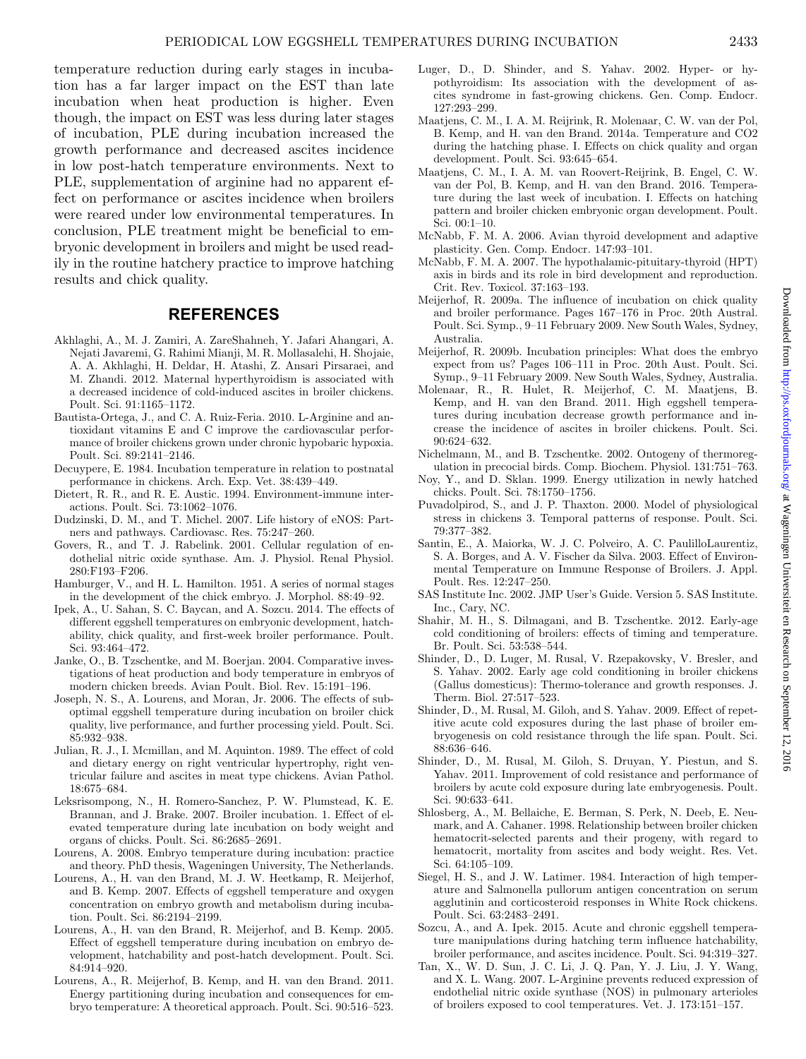temperature reduction during early stages in incubation has a far larger impact on the EST than late incubation when heat production is higher. Even though, the impact on EST was less during later stages of incubation, PLE during incubation increased the growth performance and decreased ascites incidence in low post-hatch temperature environments. Next to PLE, supplementation of arginine had no apparent effect on performance or ascites incidence when broilers were reared under low environmental temperatures. In conclusion, PLE treatment might be beneficial to embryonic development in broilers and might be used readily in the routine hatchery practice to improve hatching results and chick quality.

## REFERENCES

Akhlaghi, A., M. J. Zamiri, A. ZareShahneh, Y. Jafari Ahangari, A. Nejati Javaremi, G. Rahimi Mianji, M. R. Mollasalehi, H. Shojaie, A. A. Akhlaghi, H. Deldar, H. Atashi, Z. Ansari Pirsaraei, and M. Zhandi. 2012. Maternal hyperthyroidism is associated with a decreased incidence of cold-induced ascites in broiler chickens. Poult. Sci. 91:1165–1172.

Bautista-Ortega, J., and C. A. Ruiz-Feria. 2010. L-Arginine and antioxidant vitamins E and C improve the cardiovascular performance of broiler chickens grown under chronic hypobaric hypoxia. Poult. Sci. 89:2141–2146.

Decuypere, E. 1984. Incubation temperature in relation to postnatal performance in chickens. Arch. Exp. Vet. 38:439–449.

Dietert, R. R., and R. E. Austic. 1994. Environment-immune interactions. Poult. Sci. 73:1062–1076.

Dudzinski, D. M., and T. Michel. 2007. Life history of eNOS: Partners and pathways. Cardiovasc. Res. 75:247–260.

Govers, R., and T. J. Rabelink. 2001. Cellular regulation of endothelial nitric oxide synthase. Am. J. Physiol. Renal Physiol. 280:F193–F206.

Hamburger, V., and H. L. Hamilton. 1951. A series of normal stages in the development of the chick embryo. J. Morphol. 88:49–92.

Ipek, A., U. Sahan, S. C. Baycan, and A. Sozcu. 2014. The effects of different eggshell temperatures on embryonic development, hatchability, chick quality, and first-week broiler performance. Poult. Sci. 93:464–472.

Janke, O., B. Tzschentke, and M. Boerjan. 2004. Comparative investigations of heat production and body temperature in embryos of modern chicken breeds. Avian Poult. Biol. Rev. 15:191–196.

Joseph, N. S., A. Lourens, and Moran, Jr. 2006. The effects of suboptimal eggshell temperature during incubation on broiler chick quality, live performance, and further processing yield. Poult. Sci. 85:932–938.

Julian, R. J., I. Mcmillan, and M. Aquinton. 1989. The effect of cold and dietary energy on right ventricular hypertrophy, right ventricular failure and ascites in meat type chickens. Avian Pathol. 18:675–684.

Leksrisompong, N., H. Romero-Sanchez, P. W. Plumstead, K. E. Brannan, and J. Brake. 2007. Broiler incubation. 1. Effect of elevated temperature during late incubation on body weight and organs of chicks. Poult. Sci. 86:2685–2691.

Lourens, A. 2008. Embryo temperature during incubation: practice and theory. PhD thesis, Wageningen University, The Netherlands.

Lourens, A., H. van den Brand, M. J. W. Heetkamp, R. Meijerhof, and B. Kemp. 2007. Effects of eggshell temperature and oxygen concentration on embryo growth and metabolism during incubation. Poult. Sci. 86:2194–2199.

Lourens, A., H. van den Brand, R. Meijerhof, and B. Kemp. 2005. Effect of eggshell temperature during incubation on embryo development, hatchability and post-hatch development. Poult. Sci. 84:914–920.

Lourens, A., R. Meijerhof, B. Kemp, and H. van den Brand. 2011. Energy partitioning during incubation and consequences for embryo temperature: A theoretical approach. Poult. Sci. 90:516–523.

Luger, D., D. Shinder, and S. Yahav. 2002. Hyper- or hypothyroidism: Its association with the development of ascites syndrome in fast-growing chickens. Gen. Comp. Endocr. 127:293–299.

Maatjens, C. M., I. A. M. Reijrink, R. Molenaar, C. W. van der Pol, B. Kemp, and H. van den Brand. 2014a. Temperature and CO2 during the hatching phase. I. Effects on chick quality and organ development. Poult. Sci. 93:645–654.

Maatjens, C. M., I. A. M. van Roovert-Reijrink, B. Engel, C. W. van der Pol, B. Kemp, and H. van den Brand. 2016. Temperature during the last week of incubation. I. Effects on hatching pattern and broiler chicken embryonic organ development. Poult. Sci. 00:1–10.

McNabb, F. M. A. 2006. Avian thyroid development and adaptive plasticity. Gen. Comp. Endocr. 147:93–101.

McNabb, F. M. A. 2007. The hypothalamic-pituitary-thyroid (HPT) axis in birds and its role in bird development and reproduction. Crit. Rev. Toxicol. 37:163–193.

Meijerhof, R. 2009a. The influence of incubation on chick quality and broiler performance. Pages 167–176 in Proc. 20th Austral. Poult. Sci. Symp., 9–11 February 2009. New South Wales, Sydney, Australia.

Meijerhof, R. 2009b. Incubation principles: What does the embryo expect from us? Pages 106–111 in Proc. 20th Aust. Poult. Sci. Symp., 9–11 February 2009. New South Wales, Sydney, Australia.

Molenaar, R., R. Hulet, R. Meijerhof, C. M. Maatjens, B. Kemp, and H. van den Brand. 2011. High eggshell temperatures during incubation decrease growth performance and increase the incidence of ascites in broiler chickens. Poult. Sci. 90:624–632.

Nichelmann, M., and B. Tzschentke. 2002. Ontogeny of thermoregulation in precocial birds. Comp. Biochem. Physiol. 131:751–763.

Noy, Y., and D. Sklan. 1999. Energy utilization in newly hatched chicks. Poult. Sci. 78:1750–1756.

Puvadolpirod, S., and J. P. Thaxton. 2000. Model of physiological stress in chickens 3. Temporal patterns of response. Poult. Sci. 79:377–382.

Santin, E., A. Maiorka, W. J. C. Polveiro, A. C. PaulilloLaurentiz, S. A. Borges, and A. V. Fischer da Silva. 2003. Effect of Environmental Temperature on Immune Response of Broilers. J. Appl. Poult. Res. 12:247–250.

SAS Institute Inc. 2002. JMP User's Guide. Version 5. SAS Institute. Inc., Cary, NC.

Shahir, M. H., S. Dilmagani, and B. Tzschentke. 2012. Early-age cold conditioning of broilers: effects of timing and temperature. Br. Poult. Sci. 53:538–544.

Shinder, D., D. Luger, M. Rusal, V. Rzepakovsky, V. Bresler, and S. Yahav. 2002. Early age cold conditioning in broiler chickens (Gallus domesticus): Thermo-tolerance and growth responses. J. Therm. Biol. 27:517–523.

Shinder, D., M. Rusal, M. Giloh, and S. Yahav. 2009. Effect of repetitive acute cold exposures during the last phase of broiler embryogenesis on cold resistance through the life span. Poult. Sci. 88:636–646.

Shinder, D., M. Rusal, M. Giloh, S. Druyan, Y. Piestun, and S. Yahav. 2011. Improvement of cold resistance and performance of broilers by acute cold exposure during late embryogenesis. Poult. Sci. 90:633–641.

Shlosberg, A., M. Bellaiche, E. Berman, S. Perk, N. Deeb, E. Neumark, and A. Cahaner. 1998. Relationship between broiler chicken hematocrit-selected parents and their progeny, with regard to hematocrit, mortality from ascites and body weight. Res. Vet. Sci. 64:105–109.

Siegel, H. S., and J. W. Latimer. 1984. Interaction of high temperature and Salmonella pullorum antigen concentration on serum agglutinin and corticosteroid responses in White Rock chickens. Poult. Sci. 63:2483–2491.

Sozcu, A., and A. Ipek. 2015. Acute and chronic eggshell temperature manipulations during hatching term influence hatchability, broiler performance, and ascites incidence. Poult. Sci. 94:319–327.

Tan, X., W. D. Sun, J. C. Li, J. Q. Pan, Y. J. Liu, J. Y. Wang, and X. L. Wang. 2007. L-Arginine prevents reduced expression of endothelial nitric oxide synthase (NOS) in pulmonary arterioles of broilers exposed to cool temperatures. Vet. J. 173:151–157.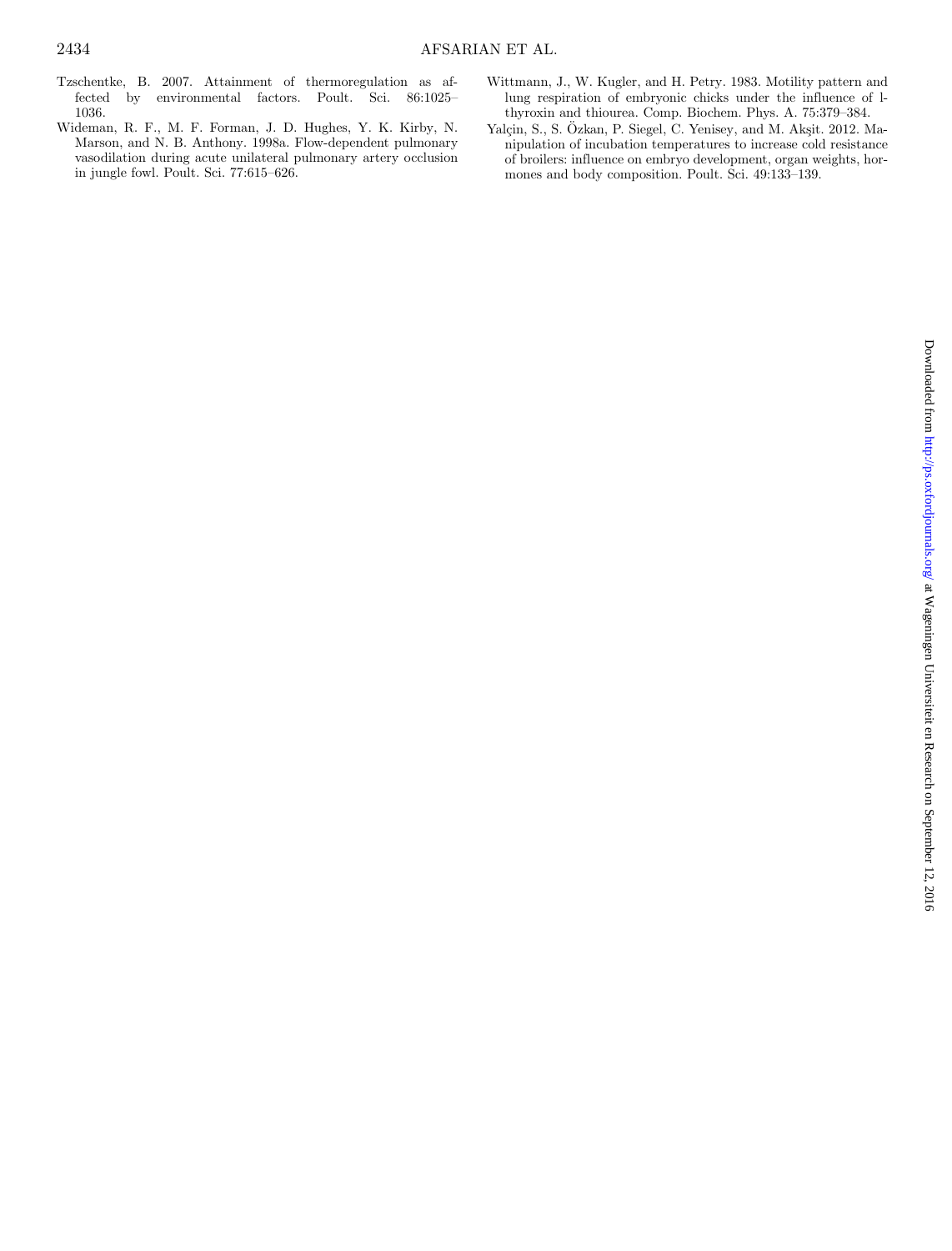Tzschentke, B. 2007. Attainment of thermoregulation as affected by environmental factors. Poult. Sci. 86:1025–1036.

Wideman, R. F., M. F. Forman, J. D. Hughes, Y. K. Kirby, N. Marson, and N. B. Anthony. 1998a. Flow-dependent pulmonary vasodilation during acute unilateral pulmonary artery occlusion in jungle fowl. Poult. Sci. 77:615–626.

Wittmann, J., W. Kugler, and H. Petry. 1983. Motility pattern and lung respiration of embryonic chicks under the influence of l-thyroxin and thiourea. Comp. Biochem. Phys. A. 75:379–384.

Yalçin, S., S. Özkan, P. Siegel, C. Yenisey, and M. Akşit. 2012. Manipulation of incubation temperatures to increase cold resistance of broilers: influence on embryo development, organ weights, hormones and body composition. Poult. Sci. 49:133–139.